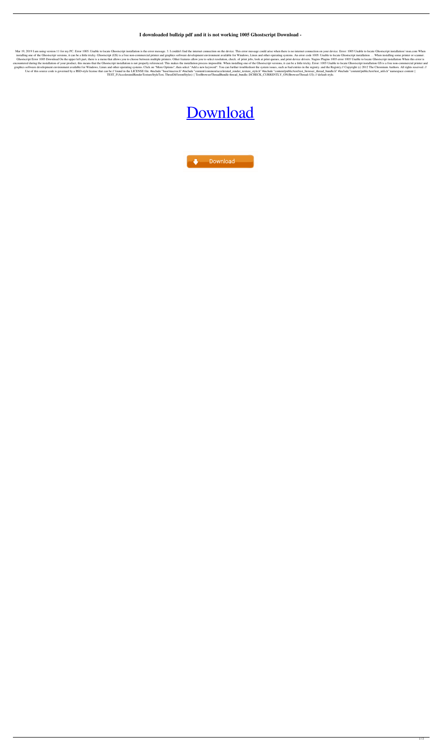# I downloaded bullzip pdf and it is not working 1005 Ghostscript Download -

Mar 19, 2019 I am using version 11 for my PC. Error 1005: Unable to locate Ghostscript installation is the error message. 3. I couldn't find the internet connection on the device. This error message could arise when there is no internet connection on your device. Error: 1005 Unable to locate Ghostscript installation | msn.com When installing one of the Ghostscript versions, it can be a little tricky. Ghostscript (GS) is a free non-commercial printer and graphics software development environment available for Windows, Linux and other operating systems. An error code 1005: Unable to locate Ghostscript installation … When installing some printer or scanner. Ghostscript Error 1005 Download On the upper left part, there is a menu that allows you to choose between multiple printers. Other features allow you to select resolution, check. of print jobs, look at print queues, and print device drivers. Nagios Plugins 1005 error 1005 Unable to locate Ghostscript installation When this error is encountered during the installation of your product, this means that the Ghostscript installation is not properly referenced. This makes the installation process impossible. When installing one of the Ghostscript versions, it can be a little tricky. Error: 1005 Unable to locate Ghostscript installation GS is a free non-commercial printer and graphics software development environment available for Windows, Linux and other operating systems. Click on "More Options", then select "Add a new keyword". You can further troubleshoot the system issues, such as bad entries in the registry. and the Registry.// Copyright (c) 2012 The Chromium Authors. All rights reserved. // Use of this source code is governed by a BSD-style license that can be // found in the LICENSE file. #include "base/macros.h" #include "content/common/accelerated_render_texture_style.h" #include "content/public/test/test_browser_thread_bundle.h" #include "content/public/test/test_utils.h" namespace content { TEST_F(AcceleratedRenderTextureStyleTest, ThreeDifferentStyles) { TestBrowserThreadBundle thread_bundle; DCHECK_CURRENTLY_ON(BrowserThread::UI); // default style.

Download

Download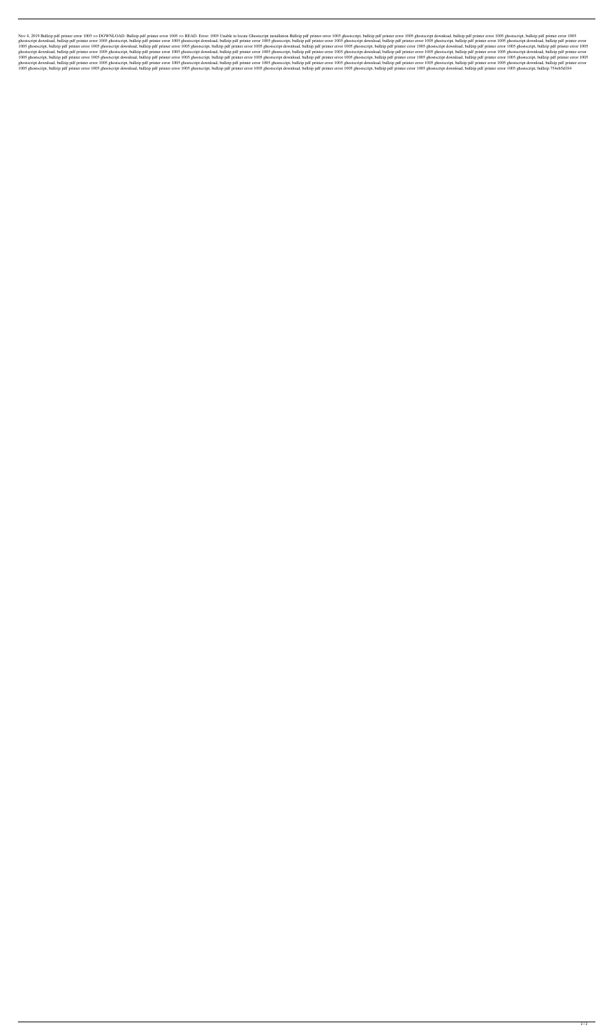Nov 4, 2019 Bullzip pdf printer error 1005 >> DOWNLOAD. Bullzip pdf printer error 1005 >> READ. Error: 1005 Unable to locate Ghostscript installation Bullzip pdf printer error 1005 ghostscript, bullzip pdf printer error 1005 ghostscript download, bullzip pdf printer error 1005 ghostscript, bullzip pdf printer error 1005 ghostscript download, bullzip pdf printer error 1005 ghostscript, bullzip pdf printer error 1005 ghostscript download, bullzip pdf printer error 1005 ghostscript, bullzip pdf printer error 1005 ghostscript download, bullzip pdf printer error 1005 ghostscript, bullzip pdf printer error 1005 ghostscript download, bullzip pdf printer error 1005 ghostscript, bullzip pdf printer error 1005 ghostscript download, bullzip pdf printer error 1005 ghostscript, bullzip pdf printer error 1005 ghostscript download, bullzip pdf printer error 1005 ghostscript, bullzip pdf printer error 1005 ghostscript download, bullzip pdf printer error 1005 ghostscript, bullzip pdf printer error 1005 ghostscript download, bullzip pdf printer error 1005 ghostscript, bullzip pdf printer error 1005 ghostscript download, bullzip pdf printer error 1005 ghostscript, bullzip pdf printer error 1005 ghostscript download, bullzip pdf printer error 1005 ghostscript, bullzip pdf printer error 1005 ghostscript download, bullzip pdf printer error 1005 ghostscript, bullzip pdf printer error 1005 ghostscript download, bullzip pdf printer error 1005 ghostscript, bullzip pdf printer error 1005 ghostscript download, bullzip pdf printer error 1005 ghostscript, bullzip pdf printer error 1005 ghostscript download, bullzip pdf printer error 1005 ghostscript, bullzip pdf printer error 1005 ghostscript download, bullzip pdf printer error 1005 ghostscript, bullzip pdf printer error 1005 ghostscript download, bullzip pdf printer error 1005 ghostscript, bullzip pdf printer error 1005 ghostscript download, bullzip pdf printer error 1005 ghostscript, bullzip pdf printer error 1005 ghostscript download, bullzip pdf printer error 1005 ghostscript, bullzip pdf printer error 1005 ghostscript download, bullzip pdf printer error 1005 ghostscript, bullzip pdf printer error 1005 ghostscript download, bullzip pdf printer error 1005 ghostscript, bullzip pdf printer error 1005 ghostscript download, bullzip pdf printer error 1005 ghostscript, bullzip pdf printer error 1005 ghostscript download, bullzip pdf printer error 1005 ghostscript, bullzip pdf printer error 1005 ghostscript download, bullzip pdf printer error 1005 ghostscript, bullzip pdf printer error 1005 ghostscript download, bullzip pdf printer error 1005 ghostscript, bullzip pdf printer error 1005 ghostscript download, bullzip pdf printer error 1005 ghostscript, bullzip pdf printer error 1005 ghostscript download, bullzip pdf printer error 1005 ghostscript, bullzip pdf printer error 1005 ghostscript download, bullzip pdf printer error 1005 ghostscript, bullzip 754eb5d184